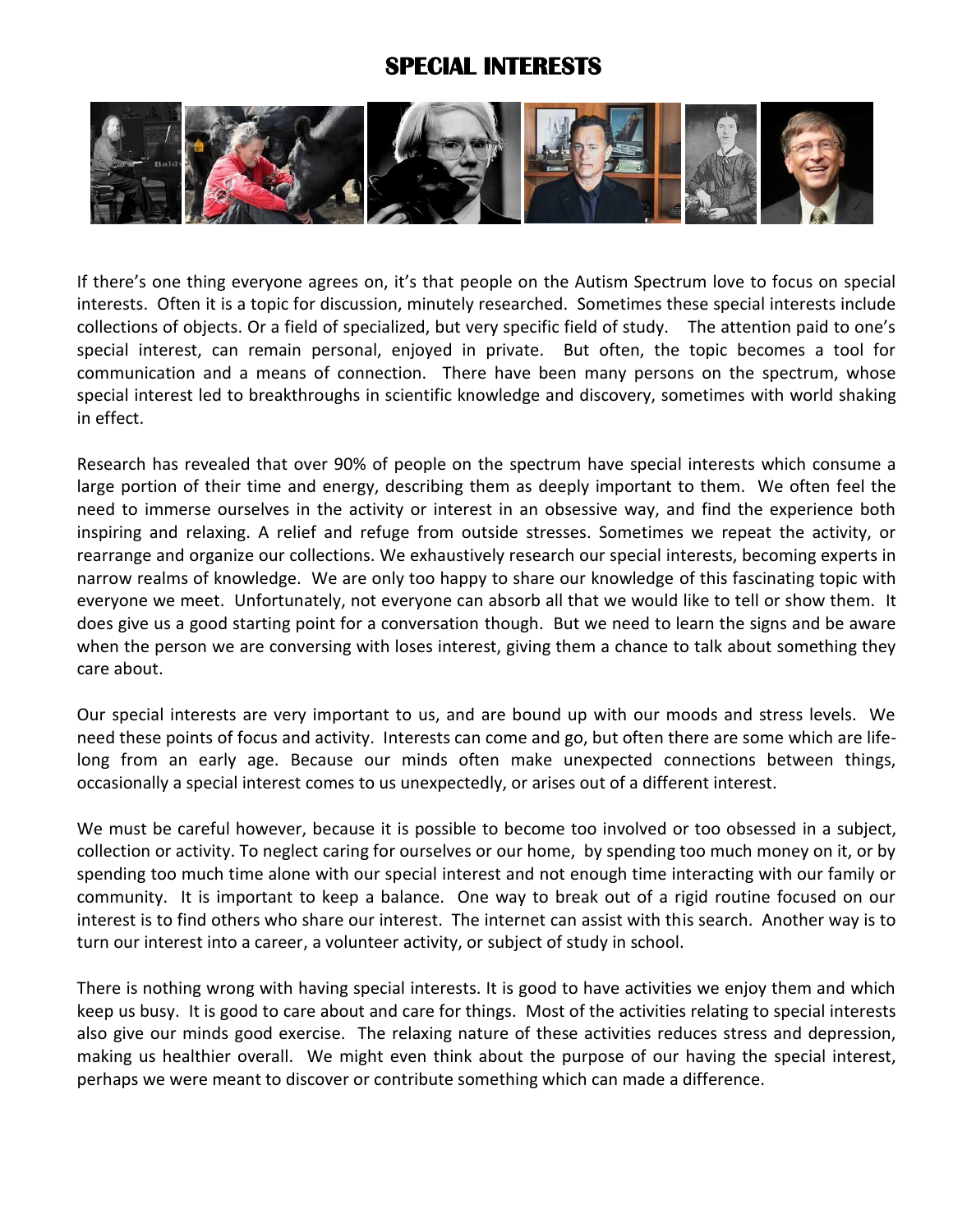# SPECIAL INTERESTS

If there's one thing everyone agrees on, it's that people on the Autism Spectrum love to focus on special interests. Often it is a topic for discussion, minutely researched. Sometimes these special interests include collections of objects. Or a field of specialized, but very specific field of study. The attention paid to one's special interest, can remain personal, enjoyed in private. But often, the topic becomes a tool for communication and a means of connection. There have been many persons on the spectrum, whose special interest led to breakthroughs in scientific knowledge and discovery, sometimes with world shaking in effect.

Research has revealed that over 90% of people on the spectrum have special interests which consume a large portion of their time and energy, describing them as deeply important to them. We often feel the need to immerse ourselves in the activity or interest in an obsessive way, and find the experience both inspiring and relaxing. A relief and refuge from outside stresses. Sometimes we repeat the activity, or rearrange and organize our collections. We exhaustively research our special interests, becoming experts in narrow realms of knowledge. We are only too happy to share our knowledge of this fascinating topic with everyone we meet. Unfortunately, not everyone can absorb all that we would like to tell or show them. It does give us a good starting point for a conversation though. But we need to learn the signs and be aware when the person we are conversing with loses interest, giving them a chance to talk about something they care about.

Our special interests are very important to us, and are bound up with our moods and stress levels. We need these points of focus and activity. Interests can come and go, but often there are some which are life-long from an early age. Because our minds often make unexpected connections between things, occasionally a special interest comes to us unexpectedly, or arises out of a different interest.

We must be careful however, because it is possible to become too involved or too obsessed in a subject, collection or activity. To neglect caring for ourselves or our home, by spending too much money on it, or by spending too much time alone with our special interest and not enough time interacting with our family or community. It is important to keep a balance. One way to break out of a rigid routine focused on our interest is to find others who share our interest. The internet can assist with this search. Another way is to turn our interest into a career, a volunteer activity, or subject of study in school.

There is nothing wrong with having special interests. It is good to have activities we enjoy them and which keep us busy. It is good to care about and care for things. Most of the activities relating to special interests also give our minds good exercise. The relaxing nature of these activities reduces stress and depression, making us healthier overall. We might even think about the purpose of our having the special interest, perhaps we were meant to discover or contribute something which can made a difference.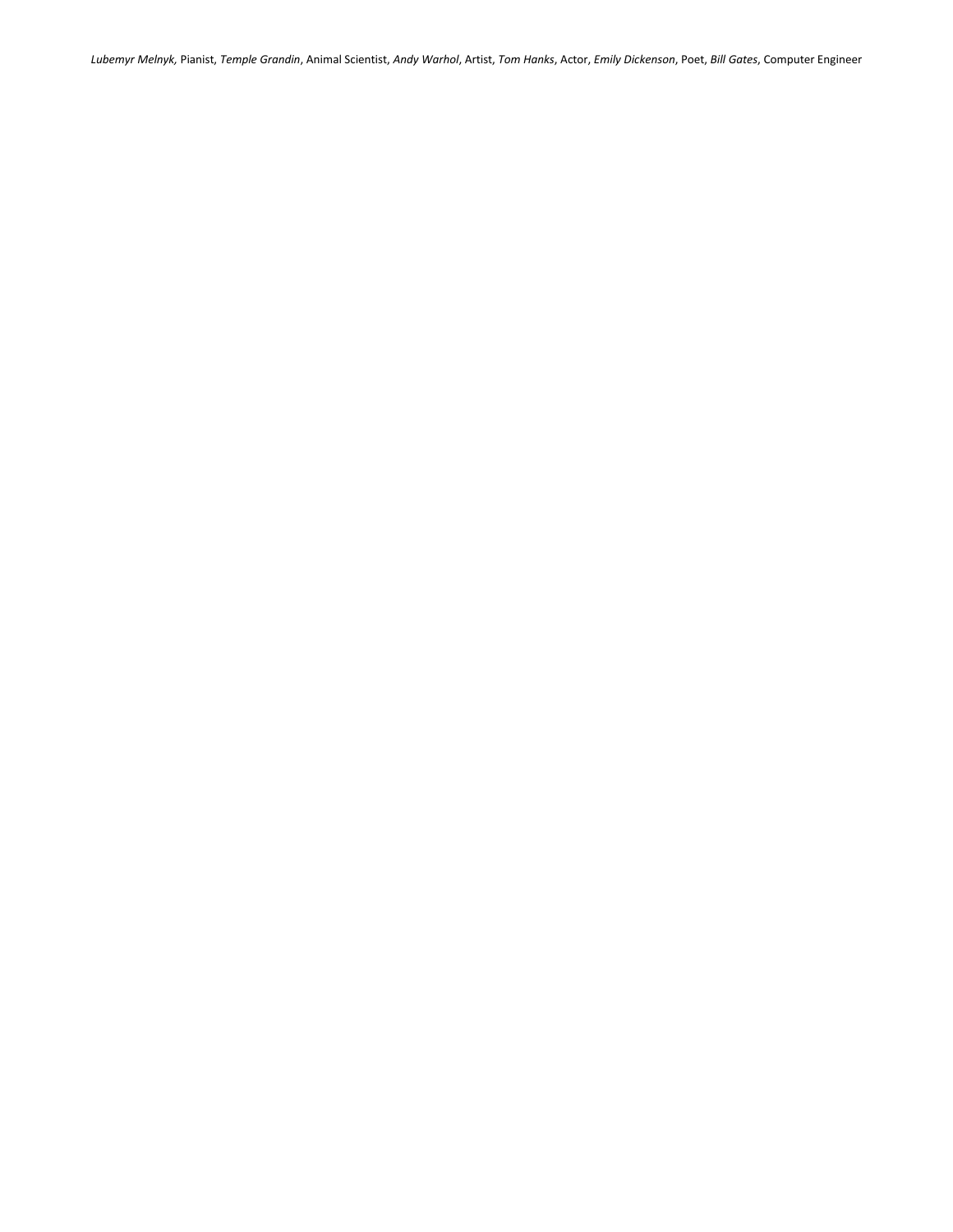*Lubemyr Melnyk,* Pianist, *Temple Grandin*, Animal Scientist, *Andy Warhol*, Artist, *Tom Hanks*, Actor, *Emily Dickenson*, Poet, *Bill Gates*, Computer Engineer